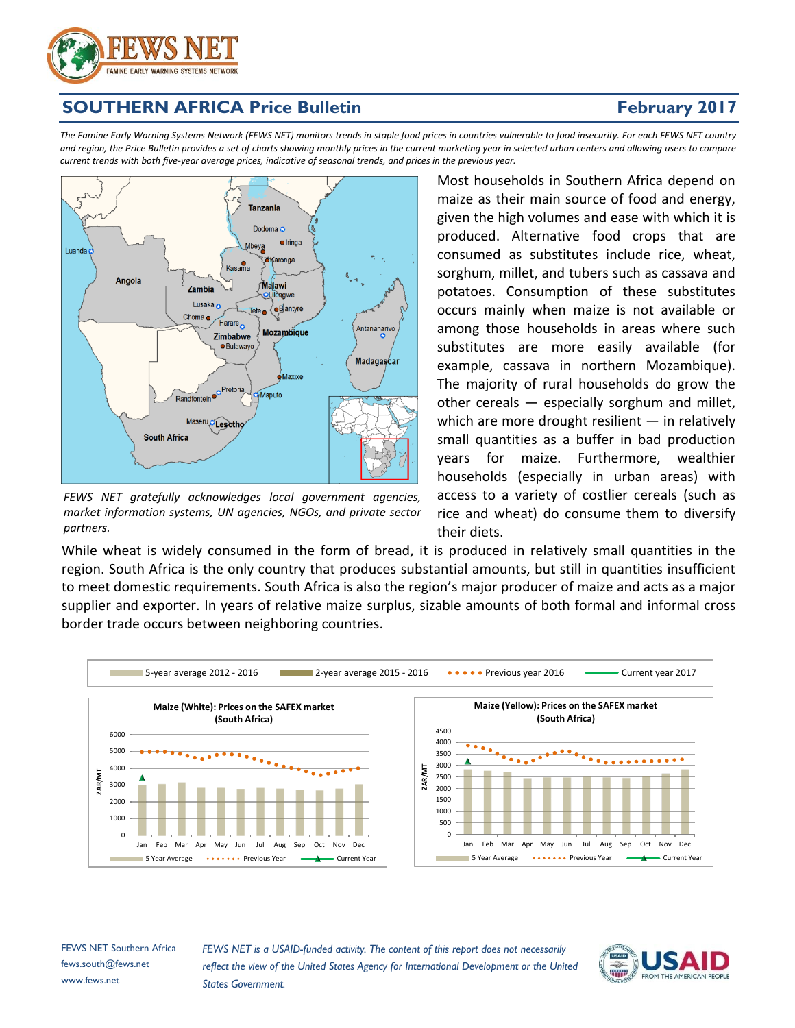# SOUTHERN AFRICA Price Bulletin

## February 2017

*The Famine Early Warning Systems Network (FEWS NET) monitors trends in staple food prices in countries vulnerable to food insecurity. For each FEWS NET country and region, the Price Bulletin provides a set of charts showing monthly prices in the current marketing year in selected urban centers and allowing users to compare current trends with both five-year average prices, indicative of seasonal trends, and prices in the previous year.*

*FEWS NET gratefully acknowledges local government agencies, market information systems, UN agencies, NGOs, and private sector partners.*

Most households in Southern Africa depend on maize as their main source of food and energy, given the high volumes and ease with which it is produced. Alternative food crops that are consumed as substitutes include rice, wheat, sorghum, millet, and tubers such as cassava and potatoes. Consumption of these substitutes occurs mainly when maize is not available or among those households in areas where such substitutes are more easily available (for example, cassava in northern Mozambique). The majority of rural households do grow the other cereals — especially sorghum and millet, which are more drought resilient — in relatively small quantities as a buffer in bad production years for maize. Furthermore, wealthier households (especially in urban areas) with access to a variety of costlier cereals (such as rice and wheat) do consume them to diversify their diets.

While wheat is widely consumed in the form of bread, it is produced in relatively small quantities in the region. South Africa is the only country that produces substantial amounts, but still in quantities insufficient to meet domestic requirements. South Africa is also the region's major producer of maize and acts as a major supplier and exporter. In years of relative maize surplus, sizable amounts of both formal and informal cross border trade occurs between neighboring countries.

5-year average 2012 - 2016 | 2-year average 2015 - 2016 | Previous year 2016 | Current year 2017

**Maize (White): Prices on the SAFEX market (South Africa)**

**Maize (Yellow): Prices on the SAFEX market (South Africa)**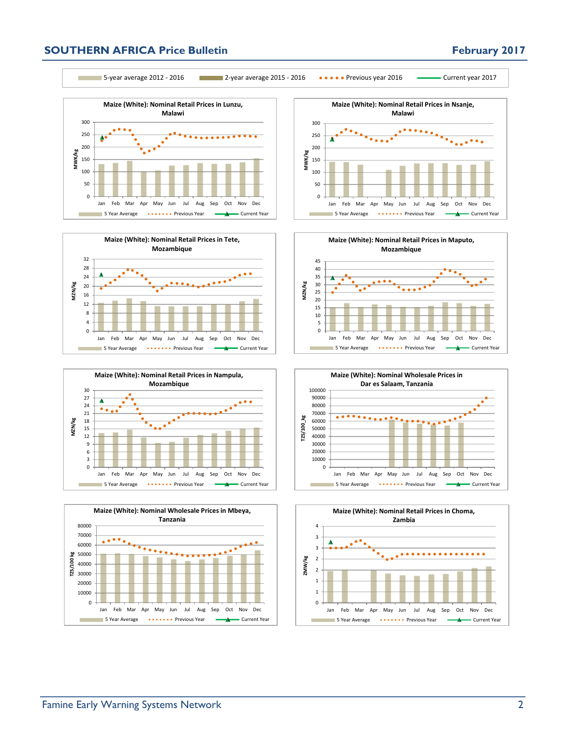5-year average 2012 - 2016 | 2-year average 2015 - 2016 | Previous year 2016 | Current year 2017

**Maize (White): Nominal Retail Prices in Lunzu, Malawi**

MWK/kg

Jan Feb Mar Apr May Jun Jul Aug Sep Oct Nov Dec

5 Year Average | Previous Year | Current Year

**Maize (White): Nominal Retail Prices in Nsanje, Malawi**

MWK/kg

Jan Feb Mar Apr May Jun Jul Aug Sep Oct Nov Dec

5 Year Average | Previous Year | Current Year

**Maize (White): Nominal Retail Prices in Tete, Mozambique**

MZN/kg

Jan Feb Mar Apr May Jun Jul Aug Sep Oct Nov Dec

5 Year Average | Previous Year | Current Year

**Maize (White): Nominal Retail Prices in Maputo, Mozambique**

MZN/kg

Jan Feb Mar Apr May Jun Jul Aug Sep Oct Nov Dec

5 Year Average | Previous Year | Current Year

**Maize (White): Nominal Retail Prices in Nampula, Mozambique**

MZN/kg

Jan Feb Mar Apr May Jun Jul Aug Sep Oct Nov Dec

5 Year Average | Previous Year | Current Year

**Maize (White): Nominal Wholesale Prices in Dar es Salaam, Tanzania**

TZS/100_kg

Jan Feb Mar Apr May Jun Jul Aug Sep Oct Nov Dec

5 Year Average | Previous Year | Current Year

**Maize (White): Nominal Wholesale Prices in Mbeya, Tanzania**

TZS/100 kg

Jan Feb Mar Apr May Jun Jul Aug Sep Oct Nov Dec

5 Year Average | Previous Year | Current Year

**Maize (White): Nominal Retail Prices in Choma, Zambia**

ZMW/kg

Jan Feb Mar Apr May Jun Jul Aug Sep Oct Nov Dec

5 Year Average | Previous Year | Current Year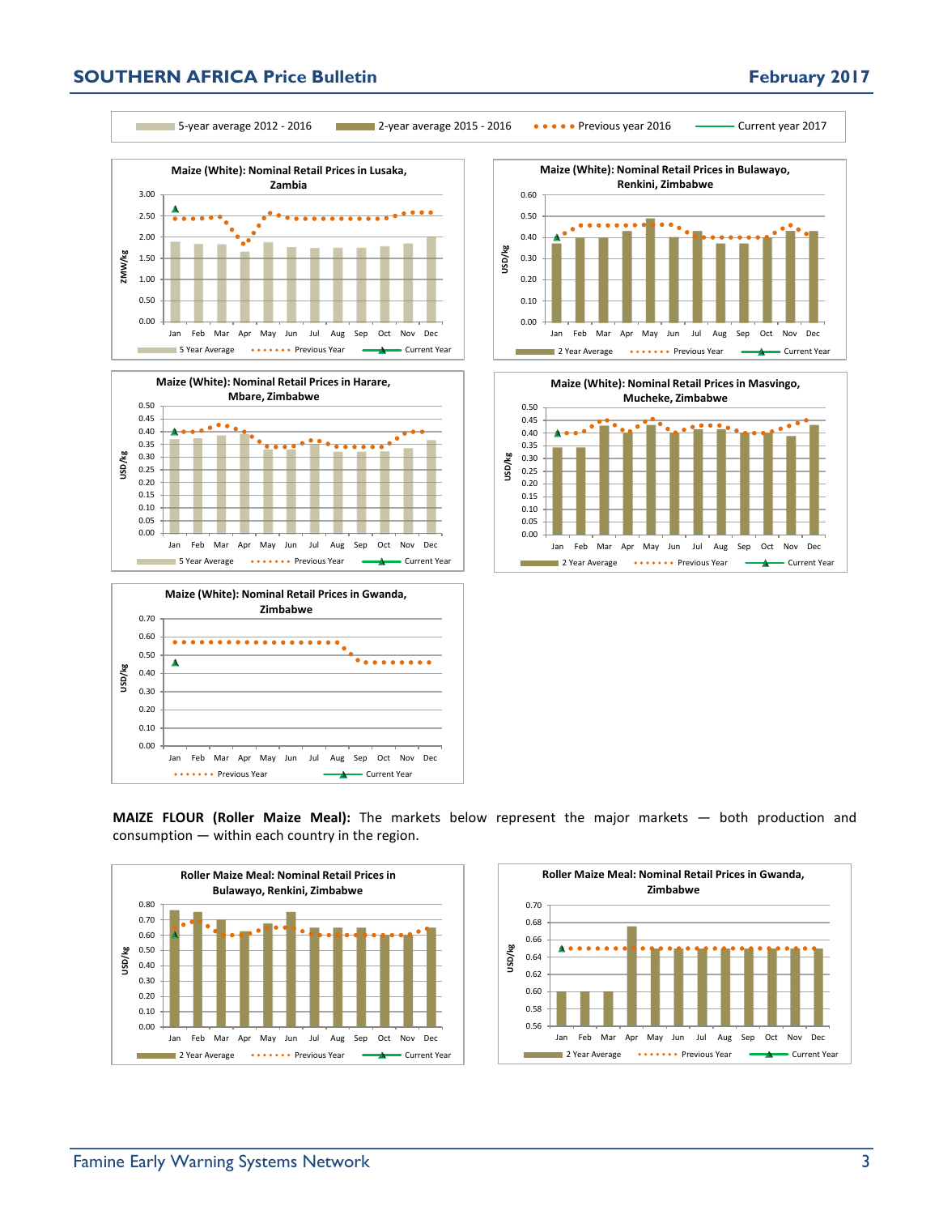5-year average 2012 - 2016 | 2-year average 2015 - 2016 | Previous year 2016 | Current year 2017

**Maize (White): Nominal Retail Prices in Lusaka, Zambia**

**Maize (White): Nominal Retail Prices in Bulawayo, Renkini, Zimbabwe**

**Maize (White): Nominal Retail Prices in Harare, Mbare, Zimbabwe**

**Maize (White): Nominal Retail Prices in Masvingo, Mucheke, Zimbabwe**

**Maize (White): Nominal Retail Prices in Gwanda, Zimbabwe**

**MAIZE FLOUR (Roller Maize Meal):** The markets below represent the major markets — both production and consumption — within each country in the region.

**Roller Maize Meal: Nominal Retail Prices in Bulawayo, Renkini, Zimbabwe**

**Roller Maize Meal: Nominal Retail Prices in Gwanda, Zimbabwe**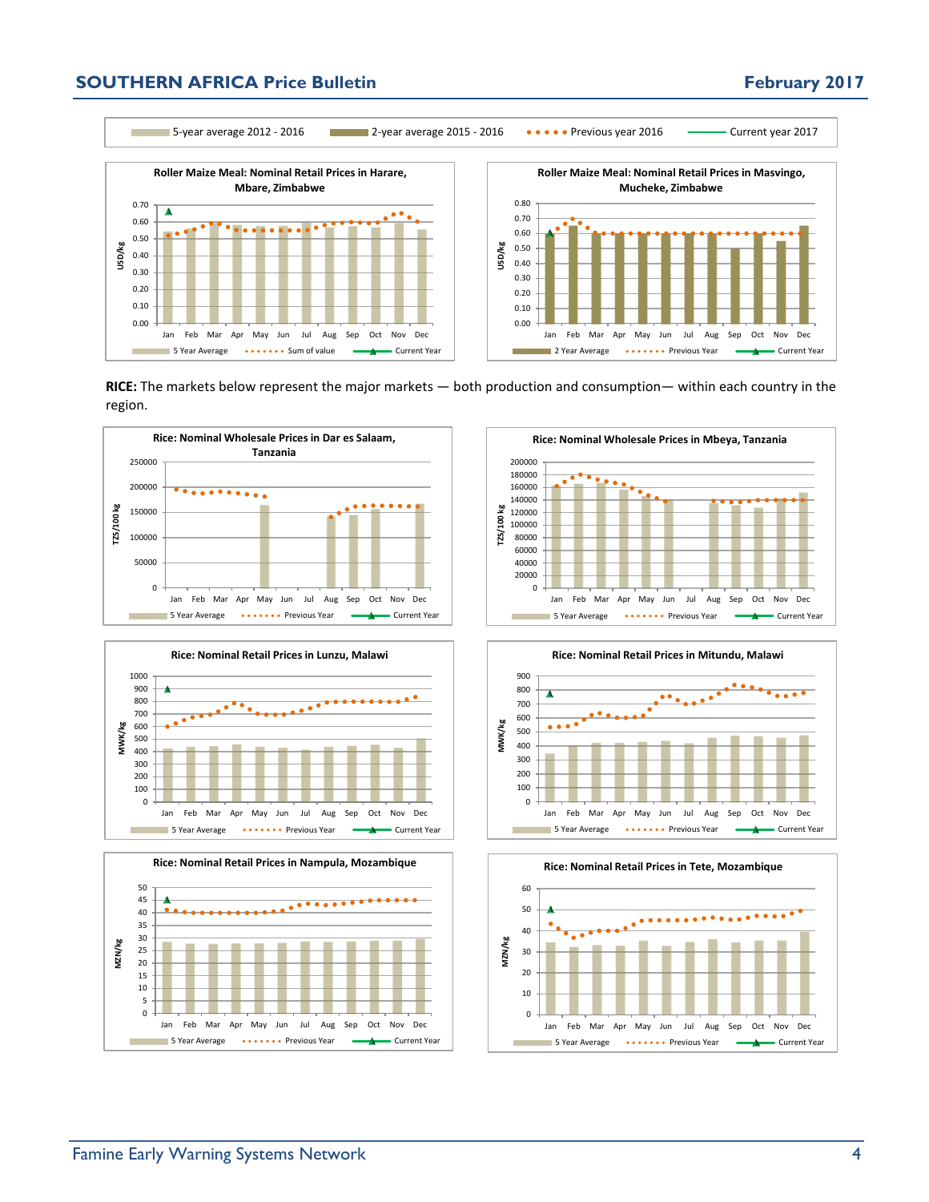5-year average 2012 - 2016 | 2-year average 2015 - 2016 | Previous year 2016 | Current year 2017

**Roller Maize Meal: Nominal Retail Prices in Harare, Mbare, Zimbabwe**

**Roller Maize Meal: Nominal Retail Prices in Masvingo, Mucheke, Zimbabwe**

**RICE:** The markets below represent the major markets — both production and consumption— within each country in the region.

**Rice: Nominal Wholesale Prices in Dar es Salaam, Tanzania**

**Rice: Nominal Wholesale Prices in Mbeya, Tanzania**

**Rice: Nominal Retail Prices in Lunzu, Malawi**

**Rice: Nominal Retail Prices in Mitundu, Malawi**

**Rice: Nominal Retail Prices in Nampula, Mozambique**

**Rice: Nominal Retail Prices in Tete, Mozambique**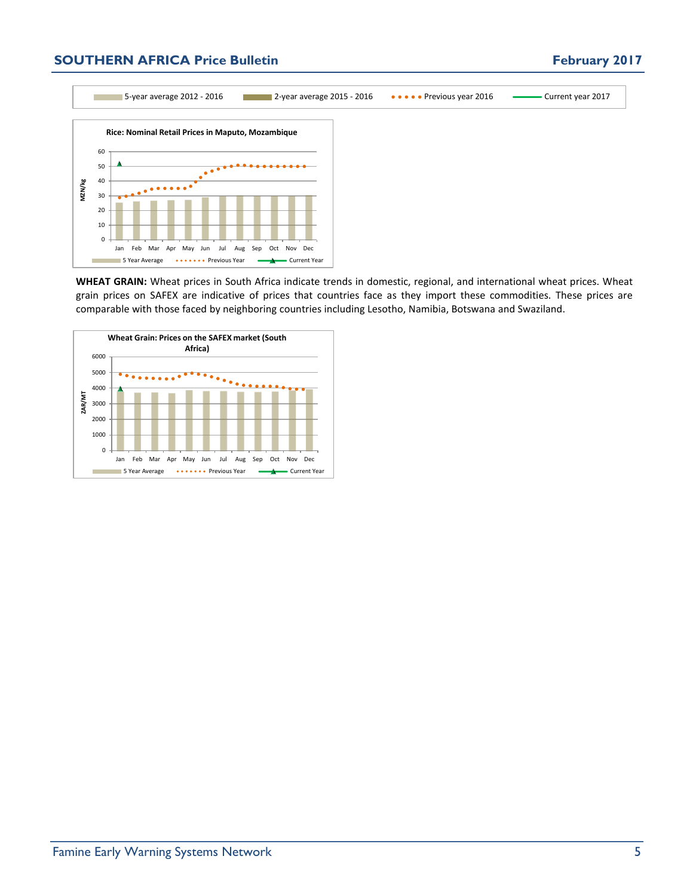5-year average 2012 - 2016
2-year average 2015 - 2016
Previous year 2016
Current year 2017

Rice: Nominal Retail Prices in Maputo, Mozambique

MZN/kg

60
50
40
30
20
10
0

Jan Feb Mar Apr May Jun Jul Aug Sep Oct Nov Dec

5 Year Average
Previous Year
Current Year

**WHEAT GRAIN:** Wheat prices in South Africa indicate trends in domestic, regional, and international wheat prices. Wheat grain prices on SAFEX are indicative of prices that countries face as they import these commodities. These prices are comparable with those faced by neighboring countries including Lesotho, Namibia, Botswana and Swaziland.

Wheat Grain: Prices on the SAFEX market (South Africa)

ZAR/MT

6000
5000
4000
3000
2000
1000
0

Jan Feb Mar Apr May Jun Jul Aug Sep Oct Nov Dec

5 Year Average
Previous Year
Current Year